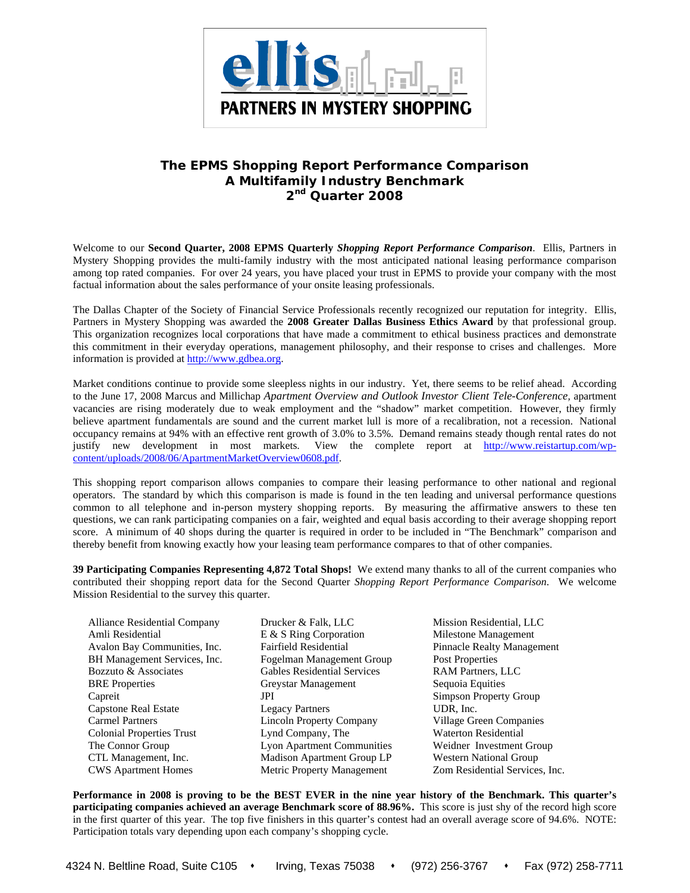**ellis**

**PARTNERS IN MYSTERY SHOPPING**

# The EPMS Shopping Report Performance Comparison
## A Multifamily Industry Benchmark
## 2nd Quarter 2008

Welcome to our **Second Quarter, 2008 EPMS Quarterly** ***Shopping Report Performance Comparison***. Ellis, Partners in Mystery Shopping provides the multi-family industry with the most anticipated national leasing performance comparison among top rated companies. For over 24 years, you have placed your trust in EPMS to provide your company with the most factual information about the sales performance of your onsite leasing professionals.

The Dallas Chapter of the Society of Financial Service Professionals recently recognized our reputation for integrity. Ellis, Partners in Mystery Shopping was awarded the **2008 Greater Dallas Business Ethics Award** by that professional group. This organization recognizes local corporations that have made a commitment to ethical business practices and demonstrate this commitment in their everyday operations, management philosophy, and their response to crises and challenges. More information is provided at http://www.gdbea.org.

Market conditions continue to provide some sleepless nights in our industry. Yet, there seems to be relief ahead. According to the June 17, 2008 Marcus and Millichap *Apartment Overview and Outlook Investor Client Tele-Conference,* apartment vacancies are rising moderately due to weak employment and the "shadow" market competition. However, they firmly believe apartment fundamentals are sound and the current market lull is more of a recalibration, not a recession. National occupancy remains at 94% with an effective rent growth of 3.0% to 3.5%. Demand remains steady though rental rates do not justify new development in most markets. View the complete report at http://www.reistartup.com/wp-content/uploads/2008/06/ApartmentMarketOverview0608.pdf.

This shopping report comparison allows companies to compare their leasing performance to other national and regional operators. The standard by which this comparison is made is found in the ten leading and universal performance questions common to all telephone and in-person mystery shopping reports. By measuring the affirmative answers to these ten questions, we can rank participating companies on a fair, weighted and equal basis according to their average shopping report score. A minimum of 40 shops during the quarter is required in order to be included in "The Benchmark" comparison and thereby benefit from knowing exactly how your leasing team performance compares to that of other companies.

**39 Participating Companies Representing 4,872 Total Shops!** We extend many thanks to all of the current companies who contributed their shopping report data for the Second Quarter *Shopping Report Performance Comparison*. We welcome Mission Residential to the survey this quarter.

- Alliance Residential Company
- Amli Residential
- Avalon Bay Communities, Inc.
- BH Management Services, Inc.
- Bozzuto & Associates
- BRE Properties
- Capreit
- Capstone Real Estate
- Carmel Partners
- Colonial Properties Trust
- The Connor Group
- CTL Management, Inc.
- CWS Apartment Homes
- Drucker & Falk, LLC
- E & S Ring Corporation
- Fairfield Residential
- Fogelman Management Group
- Gables Residential Services
- Greystar Management
- JPI
- Legacy Partners
- Lincoln Property Company
- Lynd Company, The
- Lyon Apartment Communities
- Madison Apartment Group LP
- Metric Property Management
- Mission Residential, LLC
- Milestone Management
- Pinnacle Realty Management
- Post Properties
- RAM Partners, LLC
- Sequoia Equities
- Simpson Property Group
- UDR, Inc.
- Village Green Companies
- Waterton Residential
- Weidner Investment Group
- Western National Group
- Zom Residential Services, Inc.

**Performance in 2008 is proving to be the BEST EVER in the nine year history of the Benchmark. This quarter's participating companies achieved an average Benchmark score of 88.96%.** This score is just shy of the record high score in the first quarter of this year. The top five finishers in this quarter's contest had an overall average score of 94.6%. NOTE: Participation totals vary depending upon each company's shopping cycle.

4324 N. Beltline Road, Suite C105 • Irving, Texas 75038 • (972) 256-3767 • Fax (972) 258-7711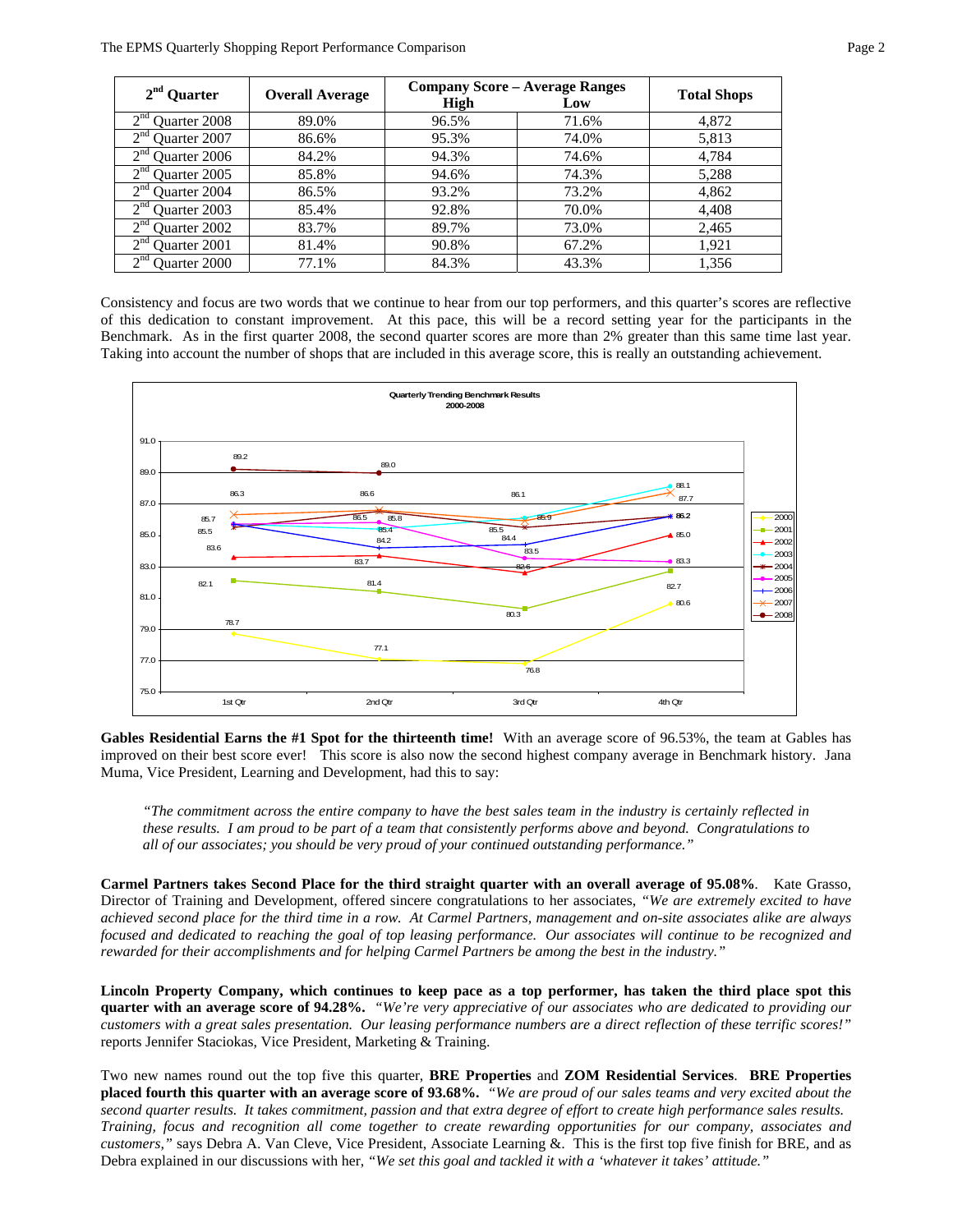| 2nd Quarter | Overall Average | Company Score – Average Ranges | | Total Shops |
|---|---|---|---|---|
| | | High | Low | |
| 2nd Quarter 2008 | 89.0% | 96.5% | 71.6% | 4,872 |
| 2nd Quarter 2007 | 86.6% | 95.3% | 74.0% | 5,813 |
| 2nd Quarter 2006 | 84.2% | 94.3% | 74.6% | 4,784 |
| 2nd Quarter 2005 | 85.8% | 94.6% | 74.3% | 5,288 |
| 2nd Quarter 2004 | 86.5% | 93.2% | 73.2% | 4,862 |
| 2nd Quarter 2003 | 85.4% | 92.8% | 70.0% | 4,408 |
| 2nd Quarter 2002 | 83.7% | 89.7% | 73.0% | 2,465 |
| 2nd Quarter 2001 | 81.4% | 90.8% | 67.2% | 1,921 |
| 2nd Quarter 2000 | 77.1% | 84.3% | 43.3% | 1,356 |

Consistency and focus are two words that we continue to hear from our top performers, and this quarter's scores are reflective of this dedication to constant improvement. At this pace, this will be a record setting year for the participants in the Benchmark. As in the first quarter 2008, the second quarter scores are more than 2% greater than this same time last year. Taking into account the number of shops that are included in this average score, this is really an outstanding achievement.

**Quarterly Trending Benchmark Results 2000-2008**

| Year | 1st Qtr | 2nd Qtr | 3rd Qtr | 4th Qtr |
|---|---|---|---|---|
| 2000 | 78.7 | 77.1 | 76.8 | 80.6 |
| 2001 | 82.1 | 81.4 | 80.3 | 82.7 |
| 2002 | 83.6 | 83.7 | 82.6 | 85.0 |
| 2003 | 85.7 | 85.4 | 86.1 | 88.1 |
| 2004 | 85.5 | 86.5 | 85.5 | 86.2 |
| 2005 | 85.7 | 85.8 | 83.5 | 83.3 |
| 2006 | 85.7 | 84.2 | 84.4 | 86.2 |
| 2007 | 86.3 | 86.6 | 85.9 | 87.7 |
| 2008 | 89.2 | 89.0 | | |

**Gables Residential Earns the #1 Spot for the thirteenth time!** With an average score of 96.53%, the team at Gables has improved on their best score ever! This score is also now the second highest company average in Benchmark history. Jana Muma, Vice President, Learning and Development, had this to say:

> *"The commitment across the entire company to have the best sales team in the industry is certainly reflected in these results. I am proud to be part of a team that consistently performs above and beyond. Congratulations to all of our associates; you should be very proud of your continued outstanding performance."*

**Carmel Partners takes Second Place for the third straight quarter with an overall average of 95.08%**. Kate Grasso, Director of Training and Development, offered sincere congratulations to her associates, *"We are extremely excited to have achieved second place for the third time in a row. At Carmel Partners, management and on-site associates alike are always focused and dedicated to reaching the goal of top leasing performance. Our associates will continue to be recognized and rewarded for their accomplishments and for helping Carmel Partners be among the best in the industry."*

**Lincoln Property Company, which continues to keep pace as a top performer, has taken the third place spot this quarter with an average score of 94.28%.** *"We're very appreciative of our associates who are dedicated to providing our customers with a great sales presentation. Our leasing performance numbers are a direct reflection of these terrific scores!"* reports Jennifer Staciokas, Vice President, Marketing & Training.

Two new names round out the top five this quarter, **BRE Properties** and **ZOM Residential Services**. **BRE Properties placed fourth this quarter with an average score of 93.68%.** *"We are proud of our sales teams and very excited about the second quarter results. It takes commitment, passion and that extra degree of effort to create high performance sales results. Training, focus and recognition all come together to create rewarding opportunities for our company, associates and customers,"* says Debra A. Van Cleve, Vice President, Associate Learning &. This is the first top five finish for BRE, and as Debra explained in our discussions with her, *"We set this goal and tackled it with a 'whatever it takes' attitude."*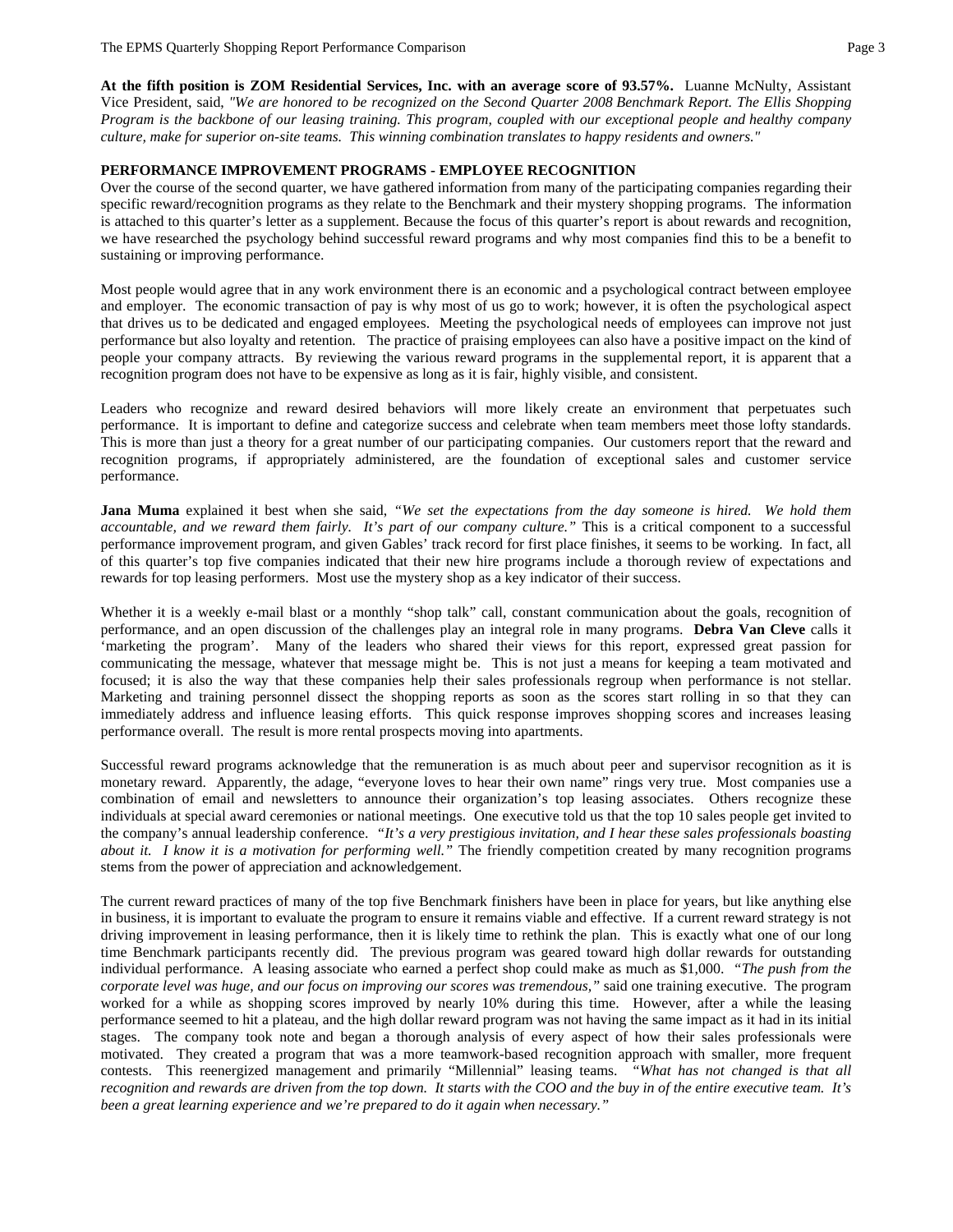**At the fifth position is ZOM Residential Services, Inc. with an average score of 93.57%.** Luanne McNulty, Assistant Vice President, said, *"We are honored to be recognized on the Second Quarter 2008 Benchmark Report. The Ellis Shopping Program is the backbone of our leasing training. This program, coupled with our exceptional people and healthy company culture, make for superior on-site teams. This winning combination translates to happy residents and owners."*

## PERFORMANCE IMPROVEMENT PROGRAMS - EMPLOYEE RECOGNITION

Over the course of the second quarter, we have gathered information from many of the participating companies regarding their specific reward/recognition programs as they relate to the Benchmark and their mystery shopping programs. The information is attached to this quarter's letter as a supplement. Because the focus of this quarter's report is about rewards and recognition, we have researched the psychology behind successful reward programs and why most companies find this to be a benefit to sustaining or improving performance.

Most people would agree that in any work environment there is an economic and a psychological contract between employee and employer. The economic transaction of pay is why most of us go to work; however, it is often the psychological aspect that drives us to be dedicated and engaged employees. Meeting the psychological needs of employees can improve not just performance but also loyalty and retention. The practice of praising employees can also have a positive impact on the kind of people your company attracts. By reviewing the various reward programs in the supplemental report, it is apparent that a recognition program does not have to be expensive as long as it is fair, highly visible, and consistent.

Leaders who recognize and reward desired behaviors will more likely create an environment that perpetuates such performance. It is important to define and categorize success and celebrate when team members meet those lofty standards. This is more than just a theory for a great number of our participating companies. Our customers report that the reward and recognition programs, if appropriately administered, are the foundation of exceptional sales and customer service performance.

**Jana Muma** explained it best when she said, *"We set the expectations from the day someone is hired. We hold them accountable, and we reward them fairly. It's part of our company culture."* This is a critical component to a successful performance improvement program, and given Gables' track record for first place finishes, it seems to be working. In fact, all of this quarter's top five companies indicated that their new hire programs include a thorough review of expectations and rewards for top leasing performers. Most use the mystery shop as a key indicator of their success.

Whether it is a weekly e-mail blast or a monthly "shop talk" call, constant communication about the goals, recognition of performance, and an open discussion of the challenges play an integral role in many programs. **Debra Van Cleve** calls it 'marketing the program'. Many of the leaders who shared their views for this report, expressed great passion for communicating the message, whatever that message might be. This is not just a means for keeping a team motivated and focused; it is also the way that these companies help their sales professionals regroup when performance is not stellar. Marketing and training personnel dissect the shopping reports as soon as the scores start rolling in so that they can immediately address and influence leasing efforts. This quick response improves shopping scores and increases leasing performance overall. The result is more rental prospects moving into apartments.

Successful reward programs acknowledge that the remuneration is as much about peer and supervisor recognition as it is monetary reward. Apparently, the adage, "everyone loves to hear their own name" rings very true. Most companies use a combination of email and newsletters to announce their organization's top leasing associates. Others recognize these individuals at special award ceremonies or national meetings. One executive told us that the top 10 sales people get invited to the company's annual leadership conference. *"It's a very prestigious invitation, and I hear these sales professionals boasting about it. I know it is a motivation for performing well."* The friendly competition created by many recognition programs stems from the power of appreciation and acknowledgement.

The current reward practices of many of the top five Benchmark finishers have been in place for years, but like anything else in business, it is important to evaluate the program to ensure it remains viable and effective. If a current reward strategy is not driving improvement in leasing performance, then it is likely time to rethink the plan. This is exactly what one of our long time Benchmark participants recently did. The previous program was geared toward high dollar rewards for outstanding individual performance. A leasing associate who earned a perfect shop could make as much as $1,000. *"The push from the corporate level was huge, and our focus on improving our scores was tremendous,"* said one training executive. The program worked for a while as shopping scores improved by nearly 10% during this time. However, after a while the leasing performance seemed to hit a plateau, and the high dollar reward program was not having the same impact as it had in its initial stages. The company took note and began a thorough analysis of every aspect of how their sales professionals were motivated. They created a program that was a more teamwork-based recognition approach with smaller, more frequent contests. This reenergized management and primarily "Millennial" leasing teams. *"What has not changed is that all recognition and rewards are driven from the top down. It starts with the COO and the buy in of the entire executive team. It's been a great learning experience and we're prepared to do it again when necessary."*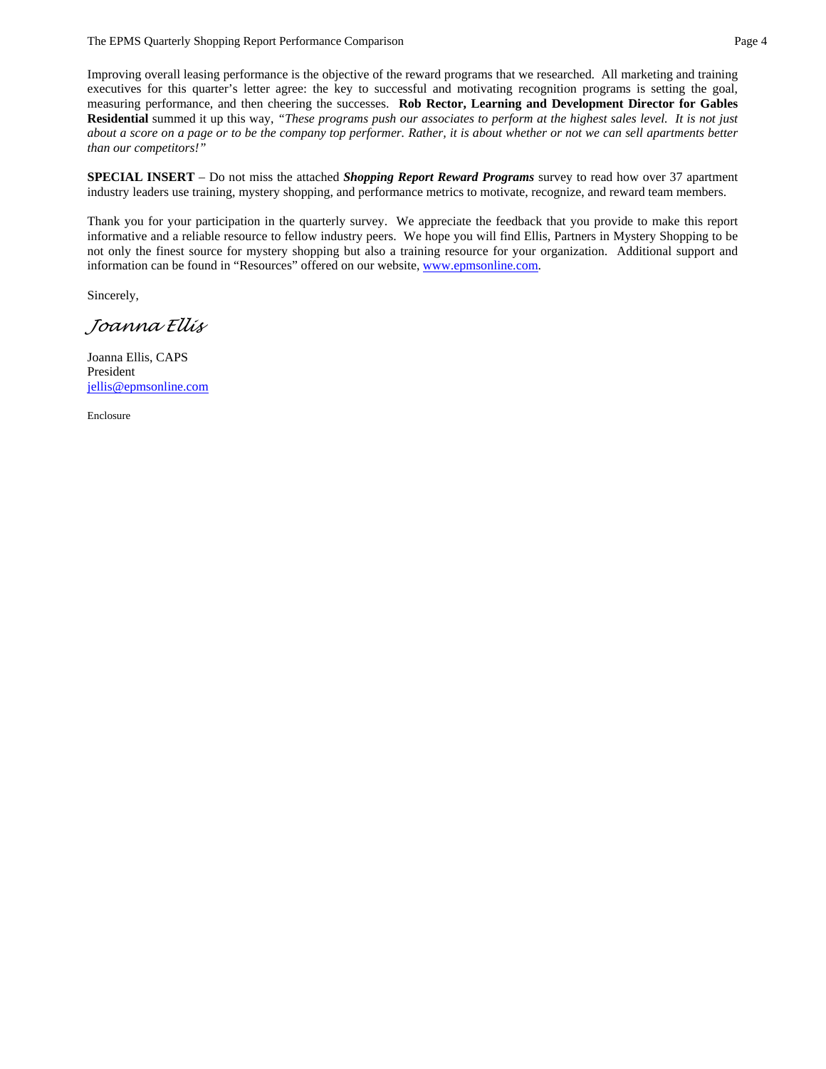Improving overall leasing performance is the objective of the reward programs that we researched. All marketing and training executives for this quarter's letter agree: the key to successful and motivating recognition programs is setting the goal, measuring performance, and then cheering the successes. **Rob Rector, Learning and Development Director for Gables Residential** summed it up this way, *"These programs push our associates to perform at the highest sales level. It is not just about a score on a page or to be the company top performer. Rather, it is about whether or not we can sell apartments better than our competitors!"*

**SPECIAL INSERT** – Do not miss the attached ***Shopping Report Reward Programs*** survey to read how over 37 apartment industry leaders use training, mystery shopping, and performance metrics to motivate, recognize, and reward team members.

Thank you for your participation in the quarterly survey. We appreciate the feedback that you provide to make this report informative and a reliable resource to fellow industry peers. We hope you will find Ellis, Partners in Mystery Shopping to be not only the finest source for mystery shopping but also a training resource for your organization. Additional support and information can be found in "Resources" offered on our website, www.epmsonline.com.

Sincerely,

*Joanna Ellis*

Joanna Ellis, CAPS
President
jellis@epmsonline.com

Enclosure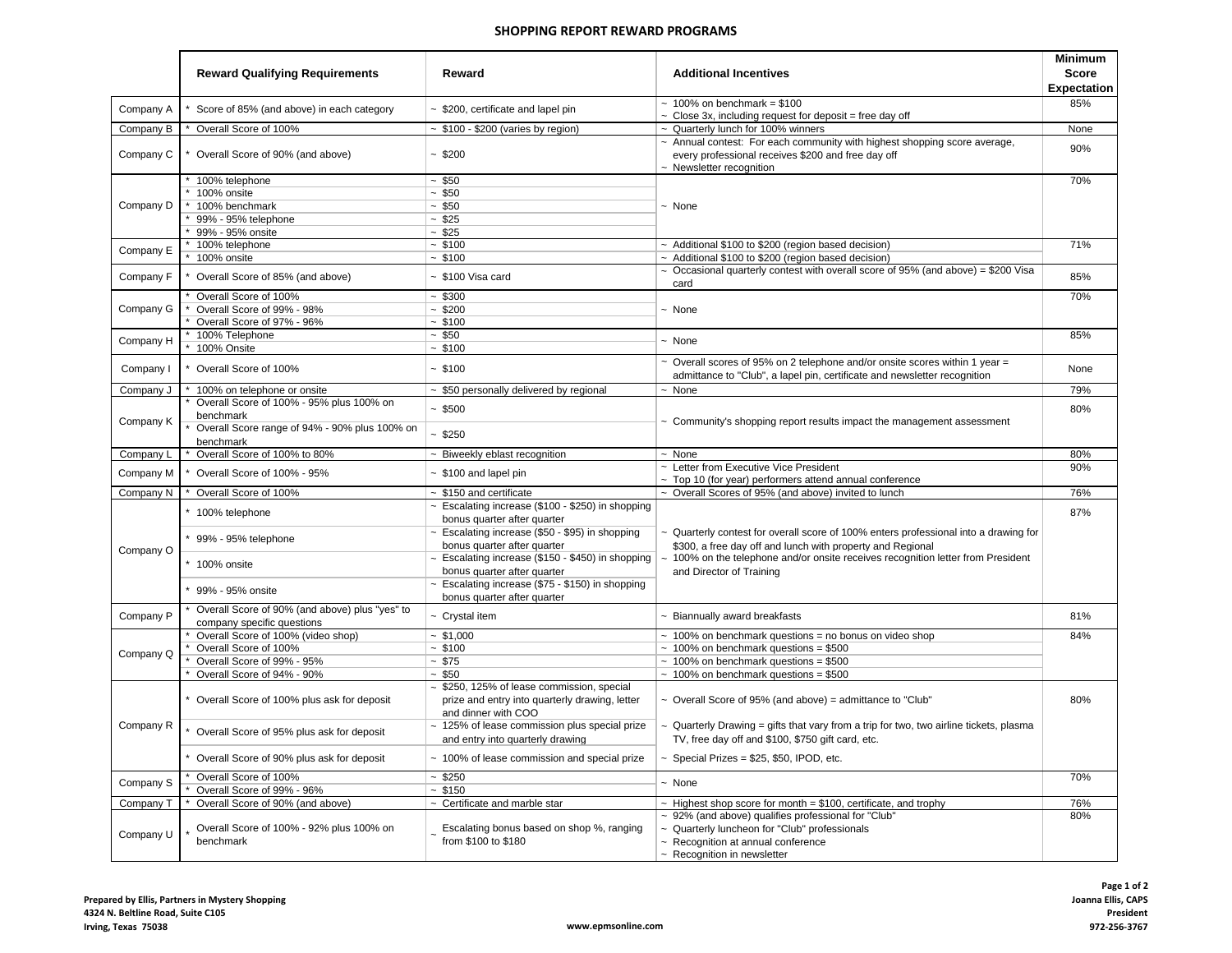# SHOPPING REPORT REWARD PROGRAMS

| | Reward Qualifying Requirements | Reward | Additional Incentives | Minimum Score Expectation |
|---|---|---|---|---|
| Company A | * Score of 85% (and above) in each category | ~ $200, certificate and lapel pin | ~ 100% on benchmark = $100<br>~ Close 3x, including request for deposit = free day off | 85% |
| Company B | * Overall Score of 100% | ~ $100 - $200 (varies by region) | ~ Quarterly lunch for 100% winners | None |
| Company C | * Overall Score of 90% (and above) | ~ $200 | ~ Annual contest: For each community with highest shopping score average, every professional receives $200 and free day off<br>~ Newsletter recognition | 90% |
| Company D | * 100% telephone | ~ $50 | ~ None | 70% |
| | * 100% onsite | ~ $50 | | |
| | * 100% benchmark | ~ $50 | | |
| | * 99% - 95% telephone | ~ $25 | | |
| | * 99% - 95% onsite | ~ $25 | | |
| Company E | * 100% telephone | ~ $100 | ~ Additional $100 to $200 (region based decision) | 71% |
| | * 100% onsite | ~ $100 | ~ Additional $100 to $200 (region based decision) | |
| Company F | * Overall Score of 85% (and above) | ~ $100 Visa card | ~ Occasional quarterly contest with overall score of 95% (and above) = $200 Visa card | 85% |
| Company G | * Overall Score of 100% | ~ $300 | ~ None | 70% |
| | * Overall Score of 99% - 98% | ~ $200 | | |
| | * Overall Score of 97% - 96% | ~ $100 | | |
| Company H | * 100% Telephone | ~ $50 | ~ None | 85% |
| | * 100% Onsite | ~ $100 | | |
| Company I | * Overall Score of 100% | ~ $100 | ~ Overall scores of 95% on 2 telephone and/or onsite scores within 1 year = admittance to "Club", a lapel pin, certificate and newsletter recognition | None |
| Company J | * 100% on telephone or onsite | ~ $50 personally delivered by regional | ~ None | 79% |
| Company K | * Overall Score of 100% - 95% plus 100% on benchmark | ~ $500 | ~ Community's shopping report results impact the management assessment | 80% |
| | * Overall Score range of 94% - 90% plus 100% on benchmark | ~ $250 | | |
| Company L | * Overall Score of 100% to 80% | ~ Biweekly eblast recognition | ~ None | 80% |
| Company M | * Overall Score of 100% - 95% | ~ $100 and lapel pin | ~ Letter from Executive Vice President<br>~ Top 10 (for year) performers attend annual conference | 90% |
| Company N | * Overall Score of 100% | ~ $150 and certificate | ~ Overall Scores of 95% (and above) invited to lunch | 76% |
| Company O | * 100% telephone | ~ Escalating increase ($100 - $250) in shopping bonus quarter after quarter | ~ Quarterly contest for overall score of 100% enters professional into a drawing for $300, a free day off and lunch with property and Regional<br>~ 100% on the telephone and/or onsite receives recognition letter from President and Director of Training | 87% |
| | * 99% - 95% telephone | ~ Escalating increase ($50 - $95) in shopping bonus quarter after quarter | | |
| | * 100% onsite | ~ Escalating increase ($150 - $450) in shopping bonus quarter after quarter | | |
| | * 99% - 95% onsite | ~ Escalating increase ($75 - $150) in shopping bonus quarter after quarter | | |
| Company P | * Overall Score of 90% (and above) plus "yes" to company specific questions | ~ Crystal item | ~ Biannually award breakfasts | 81% |
| Company Q | * Overall Score of 100% (video shop) | ~ $1,000 | ~ 100% on benchmark questions = no bonus on video shop | 84% |
| | * Overall Score of 100% | ~ $100 | ~ 100% on benchmark questions = $500 | |
| | * Overall Score of 99% - 95% | ~ $75 | ~ 100% on benchmark questions = $500 | |
| | * Overall Score of 94% - 90% | ~ $50 | ~ 100% on benchmark questions = $500 | |
| Company R | * Overall Score of 100% plus ask for deposit | ~ $250, 125% of lease commission, special prize and entry into quarterly drawing, letter and dinner with COO | ~ Overall Score of 95% (and above) = admittance to "Club" | 80% |
| | * Overall Score of 95% plus ask for deposit | ~ 125% of lease commission plus special prize and entry into quarterly drawing | ~ Quarterly Drawing = gifts that vary from a trip for two, two airline tickets, plasma TV, free day off and $100, $750 gift card, etc. | |
| | * Overall Score of 90% plus ask for deposit | ~ 100% of lease commission and special prize | ~ Special Prizes = $25, $50, IPOD, etc. | |
| Company S | * Overall Score of 100% | ~ $250 | ~ None | 70% |
| | * Overall Score of 99% - 96% | ~ $150 | | |
| Company T | * Overall Score of 90% (and above) | ~ Certificate and marble star | ~ Highest shop score for month = $100, certificate, and trophy | 76% |
| Company U | * Overall Score of 100% - 92% plus 100% on benchmark | ~ Escalating bonus based on shop %, ranging from $100 to $180 | ~ 92% (and above) qualifies professional for "Club"<br>~ Quarterly luncheon for "Club" professionals<br>~ Recognition at annual conference<br>~ Recognition in newsletter | 80% |

**Prepared by Ellis, Partners in Mystery Shopping**
**4324 N. Beltline Road, Suite C105**
**Irving, Texas 75038**

**www.epmsonline.com**

**Joanna Ellis, CAPS**
**President**
**972-256-3767**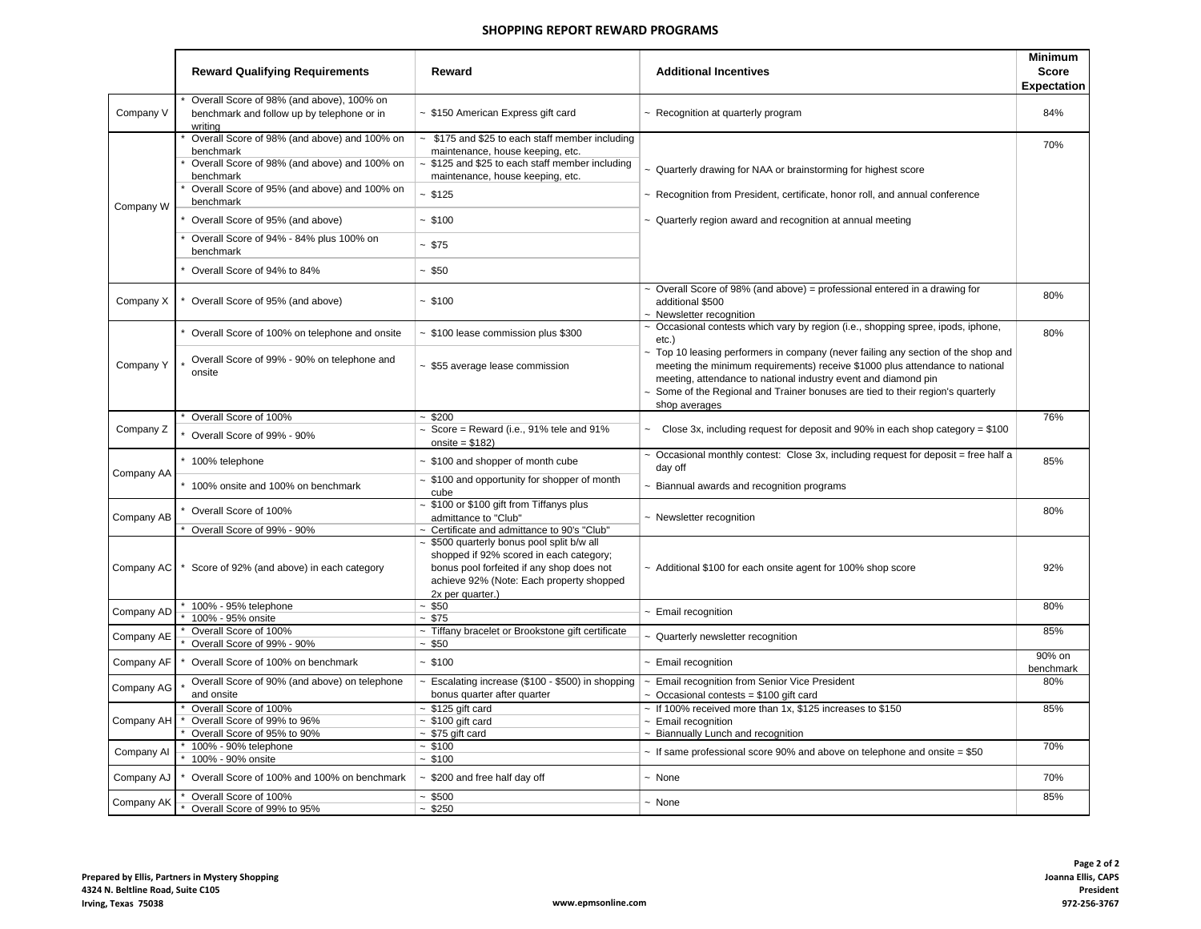## SHOPPING REPORT REWARD PROGRAMS

| | Reward Qualifying Requirements | Reward | Additional Incentives | Minimum Score Expectation |
|---|---|---|---|---|
| Company V | * Overall Score of 98% (and above), 100% on benchmark and follow up by telephone or in writing | ~ $150 American Express gift card | ~ Recognition at quarterly program | 84% |
| Company W | * Overall Score of 98% (and above) and 100% on benchmark | ~ $175 and $25 to each staff member including maintenance, house keeping, etc. | ~ Quarterly drawing for NAA or brainstorming for highest score | 70% |
| | * Overall Score of 98% (and above) and 100% on benchmark | ~ $125 and $25 to each staff member including maintenance, house keeping, etc. | ~ Recognition from President, certificate, honor roll, and annual conference | |
| | * Overall Score of 95% (and above) and 100% on benchmark | ~ $125 | ~ Quarterly region award and recognition at annual meeting | |
| | * Overall Score of 95% (and above) | ~ $100 | | |
| | * Overall Score of 94% - 84% plus 100% on benchmark | ~ $75 | | |
| | * Overall Score of 94% to 84% | ~ $50 | | |
| Company X | * Overall Score of 95% (and above) | ~ $100 | ~ Overall Score of 98% (and above) = professional entered in a drawing for additional $500<br>~ Newsletter recognition | 80% |
| Company Y | * Overall Score of 100% on telephone and onsite | ~ $100 lease commission plus $300 | ~ Occasional contests which vary by region (i.e., shopping spree, ipods, iphone, etc.)<br>~ Top 10 leasing performers in company (never failing any section of the shop and meeting the minimum requirements) receive $1000 plus attendance to national meeting, attendance to national industry event and diamond pin<br>~ Some of the Regional and Trainer bonuses are tied to their region's quarterly shop averages | 80% |
| | * Overall Score of 99% - 90% on telephone and onsite | ~ $55 average lease commission | | |
| Company Z | * Overall Score of 100% | ~ $200 | ~ Close 3x, including request for deposit and 90% in each shop category = $100 | 76% |
| | * Overall Score of 99% - 90% | ~ Score = Reward (i.e., 91% tele and 91% onsite = $182) | | |
| Company AA | * 100% telephone | ~ $100 and shopper of month cube | ~ Occasional monthly contest: Close 3x, including request for deposit = free half a day off | 85% |
| | * 100% onsite and 100% on benchmark | ~ $100 and opportunity for shopper of month cube | ~ Biannual awards and recognition programs | |
| Company AB | * Overall Score of 100% | ~ $100 or $100 gift from Tiffanys plus admittance to "Club" | ~ Newsletter recognition | 80% |
| | * Overall Score of 99% - 90% | ~ Certificate and admittance to 90's "Club" | | |
| Company AC | * Score of 92% (and above) in each category | ~ $500 quarterly bonus pool split b/w all shopped if 92% scored in each category; bonus pool forfeited if any shop does not achieve 92% (Note: Each property shopped 2x per quarter.) | ~ Additional $100 for each onsite agent for 100% shop score | 92% |
| Company AD | * 100% - 95% telephone | ~ $50 | ~ Email recognition | 80% |
| | * 100% - 95% onsite | ~ $75 | | |
| Company AE | * Overall Score of 100% | ~ Tiffany bracelet or Brookstone gift certificate | ~ Quarterly newsletter recognition | 85% |
| | * Overall Score of 99% - 90% | ~ $50 | | |
| Company AF | * Overall Score of 100% on benchmark | ~ $100 | ~ Email recognition | 90% on benchmark |
| Company AG | * Overall Score of 90% (and above) on telephone and onsite | ~ Escalating increase ($100 - $500) in shopping bonus quarter after quarter | ~ Email recognition from Senior Vice President<br>~ Occasional contests = $100 gift card | 80% |
| Company AH | * Overall Score of 100% | ~ $125 gift card | ~ If 100% received more than 1x, $125 increases to $150 | 85% |
| | * Overall Score of 99% to 96% | ~ $100 gift card | ~ Email recognition | |
| | * Overall Score of 95% to 90% | ~ $75 gift card | ~ Biannually Lunch and recognition | |
| Company AI | * 100% - 90% telephone | ~ $100 | ~ If same professional score 90% and above on telephone and onsite = $50 | 70% |
| | * 100% - 90% onsite | ~ $100 | | |
| Company AJ | * Overall Score of 100% and 100% on benchmark | ~ $200 and free half day off | ~ None | 70% |
| Company AK | * Overall Score of 100% | ~ $500 | ~ None | 85% |
| | * Overall Score of 99% to 95% | ~ $250 | | |

**Prepared by Ellis, Partners in Mystery Shopping**
**4324 N. Beltline Road, Suite C105**
**Irving, Texas 75038**

**www.epmsonline.com**

**Joanna Ellis, CAPS**
**President**
**972-256-3767**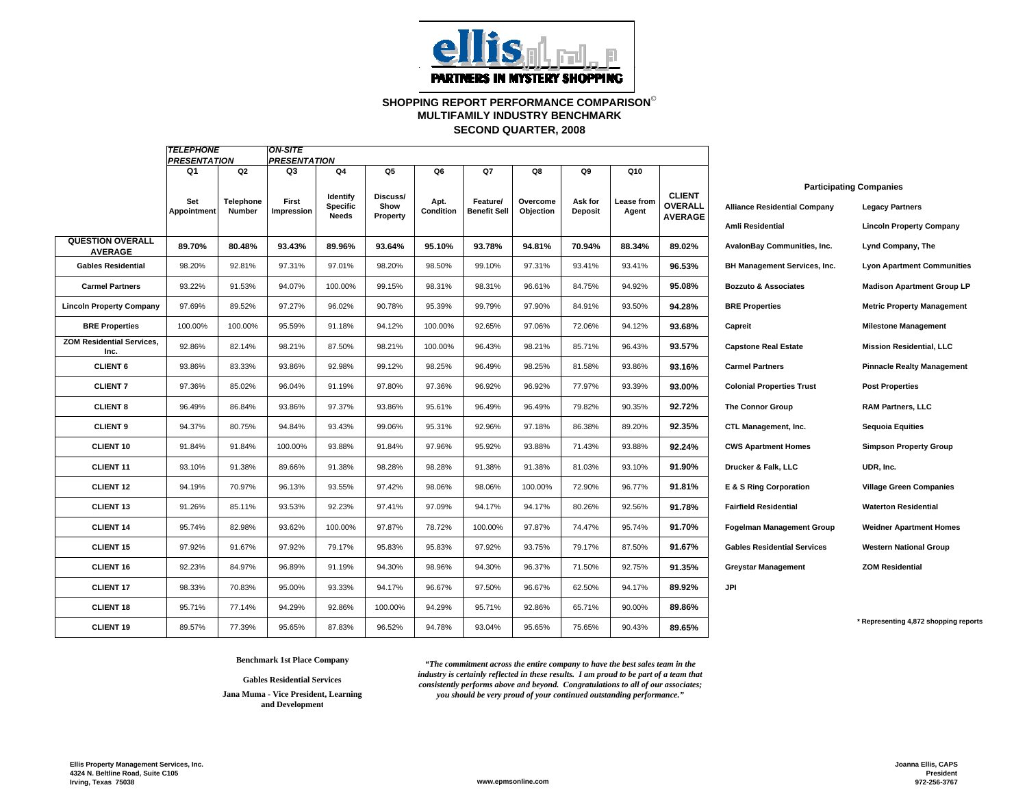**ellis**

**PARTNERS IN MYSTERY SHOPPING**

## SHOPPING REPORT PERFORMANCE COMPARISON©
## MULTIFAMILY INDUSTRY BENCHMARK
## SECOND QUARTER, 2008

| | TELEPHONE PRESENTATION | | ON-SITE PRESENTATION | | | | | | | | |
|---|---|---|---|---|---|---|---|---|---|---|---|
| | Q1 | Q2 | Q3 | Q4 | Q5 | Q6 | Q7 | Q8 | Q9 | Q10 | |
| | Set Appointment | Telephone Number | First Impression | Identify Specific Needs | Discuss/ Show Property | Apt. Condition | Feature/ Benefit Sell | Overcome Objection | Ask for Deposit | Lease from Agent | CLIENT OVERALL AVERAGE |
| **QUESTION OVERALL AVERAGE** | **89.70%** | **80.48%** | **93.43%** | **89.96%** | **93.64%** | **95.10%** | **93.78%** | **94.81%** | **70.94%** | **88.34%** | **89.02%** |
| **Gables Residential** | 98.20% | 92.81% | 97.31% | 97.01% | 98.20% | 98.50% | 99.10% | 97.31% | 93.41% | 93.41% | **96.53%** |
| **Carmel Partners** | 93.22% | 91.53% | 94.07% | 100.00% | 99.15% | 98.31% | 98.31% | 96.61% | 84.75% | 94.92% | **95.08%** |
| **Lincoln Property Company** | 97.69% | 89.52% | 97.27% | 96.02% | 90.78% | 95.39% | 99.79% | 97.90% | 84.91% | 93.50% | **94.28%** |
| **BRE Properties** | 100.00% | 100.00% | 95.59% | 91.18% | 94.12% | 100.00% | 92.65% | 97.06% | 72.06% | 94.12% | **93.68%** |
| **ZOM Residential Services, Inc.** | 92.86% | 82.14% | 98.21% | 87.50% | 98.21% | 100.00% | 96.43% | 98.21% | 85.71% | 96.43% | **93.57%** |
| **CLIENT 6** | 93.86% | 83.33% | 93.86% | 92.98% | 99.12% | 98.25% | 96.49% | 98.25% | 81.58% | 93.86% | **93.16%** |
| **CLIENT 7** | 97.36% | 85.02% | 96.04% | 91.19% | 97.80% | 97.36% | 96.92% | 96.92% | 77.97% | 93.39% | **93.00%** |
| **CLIENT 8** | 96.49% | 86.84% | 93.86% | 97.37% | 93.86% | 95.61% | 96.49% | 96.49% | 79.82% | 90.35% | **92.72%** |
| **CLIENT 9** | 94.37% | 80.75% | 94.84% | 93.43% | 99.06% | 95.31% | 92.96% | 97.18% | 86.38% | 89.20% | **92.35%** |
| **CLIENT 10** | 91.84% | 91.84% | 100.00% | 93.88% | 91.84% | 97.96% | 95.92% | 93.88% | 71.43% | 93.88% | **92.24%** |
| **CLIENT 11** | 93.10% | 91.38% | 89.66% | 91.38% | 98.28% | 98.28% | 91.38% | 91.38% | 81.03% | 93.10% | **91.90%** |
| **CLIENT 12** | 94.19% | 70.97% | 96.13% | 93.55% | 97.42% | 98.06% | 98.06% | 100.00% | 72.90% | 96.77% | **91.81%** |
| **CLIENT 13** | 91.26% | 85.11% | 93.53% | 92.23% | 97.41% | 97.09% | 94.17% | 94.17% | 80.26% | 92.56% | **91.78%** |
| **CLIENT 14** | 95.74% | 82.98% | 93.62% | 100.00% | 97.87% | 78.72% | 100.00% | 97.87% | 74.47% | 95.74% | **91.70%** |
| **CLIENT 15** | 97.92% | 91.67% | 97.92% | 79.17% | 95.83% | 95.83% | 97.92% | 93.75% | 79.17% | 87.50% | **91.67%** |
| **CLIENT 16** | 92.23% | 84.97% | 96.89% | 91.19% | 94.30% | 98.96% | 94.30% | 96.37% | 71.50% | 92.75% | **91.35%** |
| **CLIENT 17** | 98.33% | 70.83% | 95.00% | 93.33% | 94.17% | 96.67% | 97.50% | 96.67% | 62.50% | 94.17% | **89.92%** |
| **CLIENT 18** | 95.71% | 77.14% | 94.29% | 92.86% | 100.00% | 94.29% | 95.71% | 92.86% | 65.71% | 90.00% | **89.86%** |
| **CLIENT 19** | 89.57% | 77.39% | 95.65% | 87.83% | 96.52% | 94.78% | 93.04% | 95.65% | 75.65% | 90.43% | **89.65%** |

### Participating Companies

| | |
|---|---|
| **Alliance Residential Company** | **Legacy Partners** |
| **Amli Residential** | **Lincoln Property Company** |
| **AvalonBay Communities, Inc.** | **Lynd Company, The** |
| **BH Management Services, Inc.** | **Lyon Apartment Communities** |
| **Bozzuto & Associates** | **Madison Apartment Group LP** |
| **BRE Properties** | **Metric Property Management** |
| **Capreit** | **Milestone Management** |
| **Capstone Real Estate** | **Mission Residential, LLC** |
| **Carmel Partners** | **Pinnacle Realty Management** |
| **Colonial Properties Trust** | **Post Properties** |
| **The Connor Group** | **RAM Partners, LLC** |
| **CTL Management, Inc.** | **Sequoia Equities** |
| **CWS Apartment Homes** | **Simpson Property Group** |
| **Drucker & Falk, LLC** | **UDR, Inc.** |
| **E & S Ring Corporation** | **Village Green Companies** |
| **Fairfield Residential** | **Waterton Residential** |
| **Fogelman Management Group** | **Weidner Apartment Homes** |
| **Gables Residential Services** | **Western National Group** |
| **Greystar Management** | **ZOM Residential** |
| **JPI** | |

**\* Representing 4,872 shopping reports**

**Benchmark 1st Place Company**

**Gables Residential Services**

**Jana Muma - Vice President, Learning and Development**

*"The commitment across the entire company to have the best sales team in the industry is certainly reflected in these results. I am proud to be part of a team that consistently performs above and beyond. Congratulations to all of our associates; you should be very proud of your continued outstanding performance."*

**Ellis Property Management Services, Inc.**
**4324 N. Beltline Road, Suite C105**
**Irving, Texas 75038**

**www.epmsonline.com**

**Joanna Ellis, CAPS**
**President**
**972-256-3767**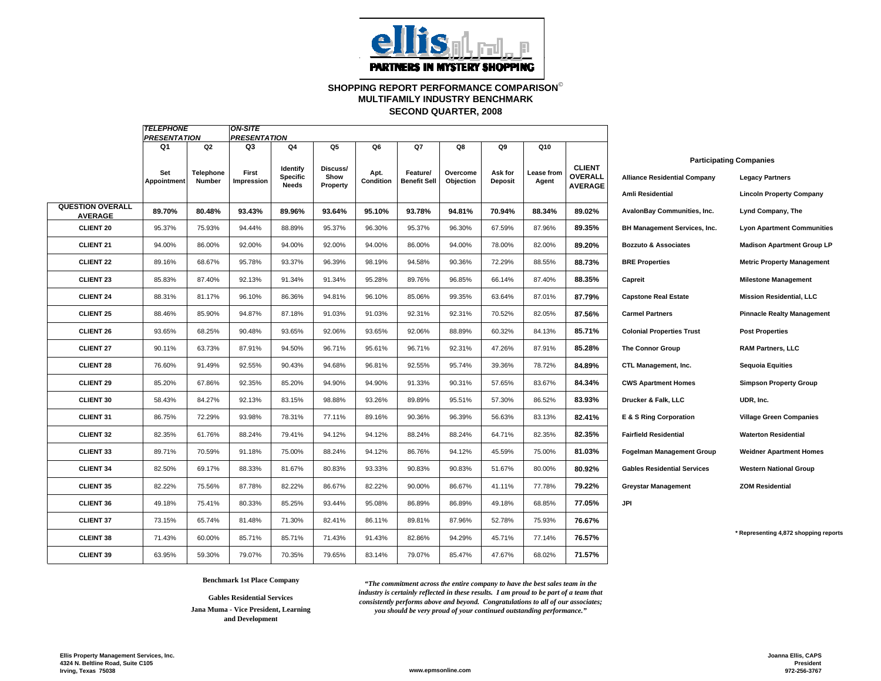**ellis** PARTNERS IN MYSTERY SHOPPING

# SHOPPING REPORT PERFORMANCE COMPARISON©
## MULTIFAMILY INDUSTRY BENCHMARK
## SECOND QUARTER, 2008

| | *TELEPHONE PRESENTATION* | | *ON-SITE PRESENTATION* | | | | | | | | |
|---|---|---|---|---|---|---|---|---|---|---|---|
| | Q1 | Q2 | Q3 | Q4 | Q5 | Q6 | Q7 | Q8 | Q9 | Q10 | |
| | Set Appointment | Telephone Number | First Impression | Identify Specific Needs | Discuss/ Show Property | Apt. Condition | Feature/ Benefit Sell | Overcome Objection | Ask for Deposit | Lease from Agent | CLIENT OVERALL AVERAGE |
| **QUESTION OVERALL AVERAGE** | **89.70%** | **80.48%** | **93.43%** | **89.96%** | **93.64%** | **95.10%** | **93.78%** | **94.81%** | **70.94%** | **88.34%** | **89.02%** |
| **CLIENT 20** | 95.37% | 75.93% | 94.44% | 88.89% | 95.37% | 96.30% | 95.37% | 96.30% | 67.59% | 87.96% | **89.35%** |
| **CLIENT 21** | 94.00% | 86.00% | 92.00% | 94.00% | 92.00% | 94.00% | 86.00% | 94.00% | 78.00% | 82.00% | **89.20%** |
| **CLIENT 22** | 89.16% | 68.67% | 95.78% | 93.37% | 96.39% | 98.19% | 94.58% | 90.36% | 72.29% | 88.55% | **88.73%** |
| **CLIENT 23** | 85.83% | 87.40% | 92.13% | 91.34% | 91.34% | 95.28% | 89.76% | 96.85% | 66.14% | 87.40% | **88.35%** |
| **CLIENT 24** | 88.31% | 81.17% | 96.10% | 86.36% | 94.81% | 96.10% | 85.06% | 99.35% | 63.64% | 87.01% | **87.79%** |
| **CLIENT 25** | 88.46% | 85.90% | 94.87% | 87.18% | 91.03% | 91.03% | 92.31% | 92.31% | 70.52% | 82.05% | **87.56%** |
| **CLIENT 26** | 93.65% | 68.25% | 90.48% | 93.65% | 92.06% | 93.65% | 92.06% | 88.89% | 60.32% | 84.13% | **85.71%** |
| **CLIENT 27** | 90.11% | 63.73% | 87.91% | 94.50% | 96.71% | 95.61% | 96.71% | 92.31% | 47.26% | 87.91% | **85.28%** |
| **CLIENT 28** | 76.60% | 91.49% | 92.55% | 90.43% | 94.68% | 96.81% | 92.55% | 95.74% | 39.36% | 78.72% | **84.89%** |
| **CLIENT 29** | 85.20% | 67.86% | 92.35% | 85.20% | 94.90% | 94.90% | 91.33% | 90.31% | 57.65% | 83.67% | **84.34%** |
| **CLIENT 30** | 58.43% | 84.27% | 92.13% | 83.15% | 98.88% | 93.26% | 89.89% | 95.51% | 57.30% | 86.52% | **83.93%** |
| **CLIENT 31** | 86.75% | 72.29% | 93.98% | 78.31% | 77.11% | 89.16% | 90.36% | 96.39% | 56.63% | 83.13% | **82.41%** |
| **CLIENT 32** | 82.35% | 61.76% | 88.24% | 79.41% | 94.12% | 94.12% | 88.24% | 88.24% | 64.71% | 82.35% | **82.35%** |
| **CLIENT 33** | 89.71% | 70.59% | 91.18% | 75.00% | 88.24% | 94.12% | 86.76% | 94.12% | 45.59% | 75.00% | **81.03%** |
| **CLIENT 34** | 82.50% | 69.17% | 88.33% | 81.67% | 80.83% | 93.33% | 90.83% | 90.83% | 51.67% | 80.00% | **80.92%** |
| **CLIENT 35** | 82.22% | 75.56% | 87.78% | 82.22% | 86.67% | 82.22% | 90.00% | 86.67% | 41.11% | 77.78% | **79.22%** |
| **CLIENT 36** | 49.18% | 75.41% | 80.33% | 85.25% | 93.44% | 95.08% | 86.89% | 86.89% | 49.18% | 68.85% | **77.05%** |
| **CLIENT 37** | 73.15% | 65.74% | 81.48% | 71.30% | 82.41% | 86.11% | 89.81% | 87.96% | 52.78% | 75.93% | **76.67%** |
| **CLEINT 38** | 71.43% | 60.00% | 85.71% | 85.71% | 71.43% | 91.43% | 82.86% | 94.29% | 45.71% | 77.14% | **76.57%** |
| **CLIENT 39** | 63.95% | 59.30% | 79.07% | 70.35% | 79.65% | 83.14% | 79.07% | 85.47% | 47.67% | 68.02% | **71.57%** |

### Participating Companies

| | |
|---|---|
| **Alliance Residential Company** | **Legacy Partners** |
| **Amli Residential** | **Lincoln Property Company** |
| **AvalonBay Communities, Inc.** | **Lynd Company, The** |
| **BH Management Services, Inc.** | **Lyon Apartment Communities** |
| **Bozzuto & Associates** | **Madison Apartment Group LP** |
| **BRE Properties** | **Metric Property Management** |
| **Capreit** | **Milestone Management** |
| **Capstone Real Estate** | **Mission Residential, LLC** |
| **Carmel Partners** | **Pinnacle Realty Management** |
| **Colonial Properties Trust** | **Post Properties** |
| **The Connor Group** | **RAM Partners, LLC** |
| **CTL Management, Inc.** | **Sequoia Equities** |
| **CWS Apartment Homes** | **Simpson Property Group** |
| **Drucker & Falk, LLC** | **UDR, Inc.** |
| **E & S Ring Corporation** | **Village Green Companies** |
| **Fairfield Residential** | **Waterton Residential** |
| **Fogelman Management Group** | **Weidner Apartment Homes** |
| **Gables Residential Services** | **Western National Group** |
| **Greystar Management** | **ZOM Residential** |
| **JPI** | |

**\* Representing 4,872 shopping reports**

**Benchmark 1st Place Company**

**Gables Residential Services**

**Jana Muma - Vice President, Learning and Development**

***"The commitment across the entire company to have the best sales team in the industry is certainly reflected in these results. I am proud to be part of a team that consistently performs above and beyond. Congratulations to all of our associates; you should be very proud of your continued outstanding performance."***

**Ellis Property Management Services, Inc.**
**4324 N. Beltline Road, Suite C105**
**Irving, Texas 75038**

**www.epmsonline.com**

**Joanna Ellis, CAPS**
**President**
**972-256-3767**